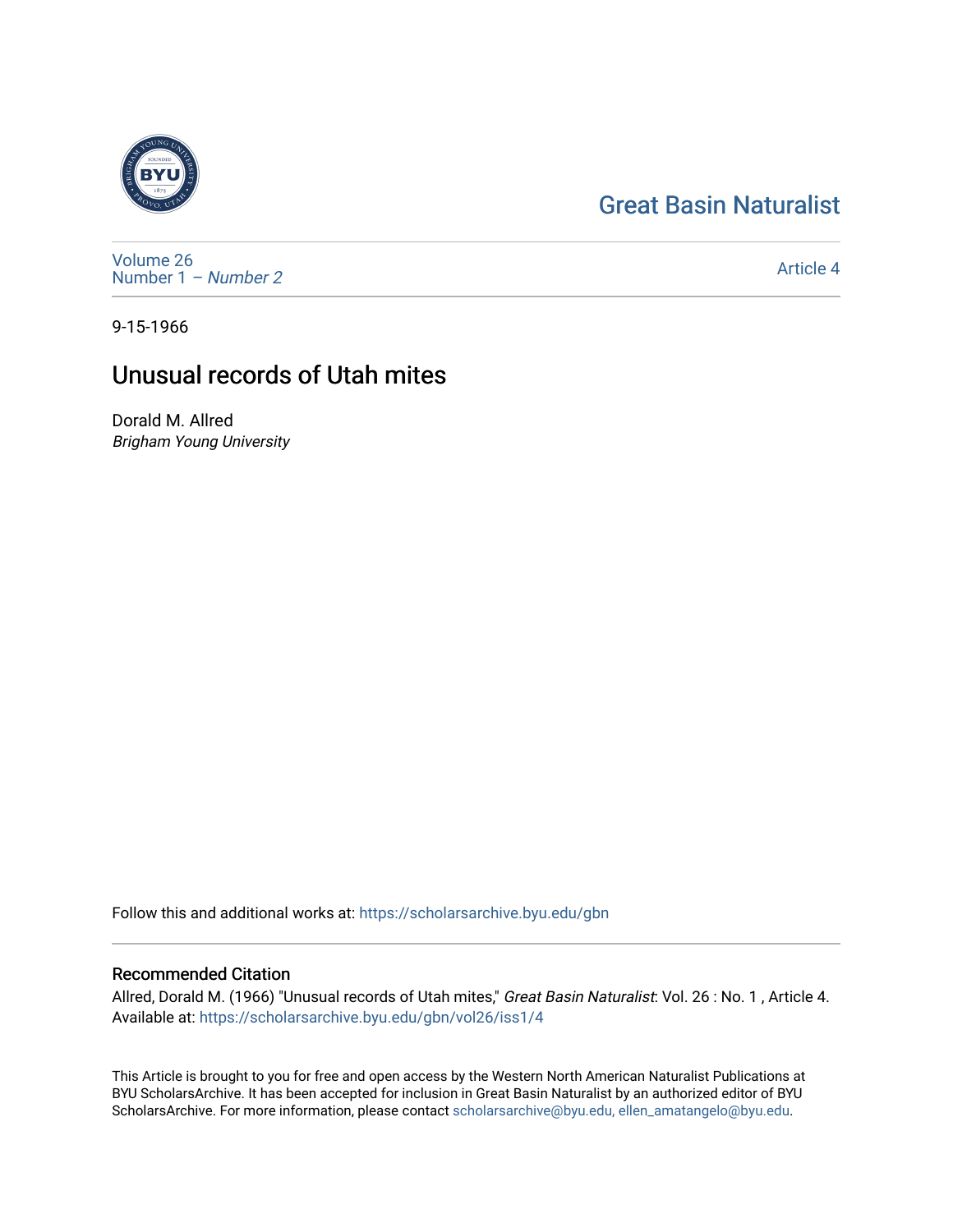Great Basin Naturalist

Volume 26
Number 1 – *Number 2*

Article 4

9-15-1966

# Unusual records of Utah mites

Dorald M. Allred
*Brigham Young University*

Follow this and additional works at: https://scholarsarchive.byu.edu/gbn

## Recommended Citation

Allred, Dorald M. (1966) "Unusual records of Utah mites," *Great Basin Naturalist*: Vol. 26 : No. 1 , Article 4.
Available at: https://scholarsarchive.byu.edu/gbn/vol26/iss1/4

This Article is brought to you for free and open access by the Western North American Naturalist Publications at BYU ScholarsArchive. It has been accepted for inclusion in Great Basin Naturalist by an authorized editor of BYU ScholarsArchive. For more information, please contact scholarsarchive@byu.edu, ellen_amatangelo@byu.edu.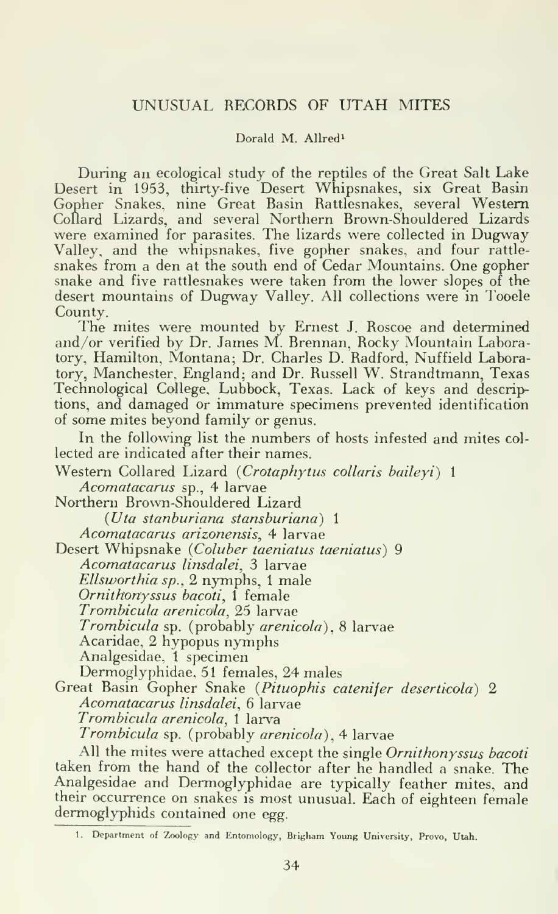# UNUSUAL RECORDS OF UTAH MITES

Dorald M. Allred[1]

During an ecological study of the reptiles of the Great Salt Lake Desert in 1953, thirty-five Desert Whipsnakes, six Great Basin Gopher Snakes, nine Great Basin Rattlesnakes, several Western Collard Lizards, and several Northern Brown-Shouldered Lizards were examined for parasites. The lizards were collected in Dugway Valley, and the whipsnakes, five gopher snakes, and four rattlesnakes from a den at the south end of Cedar Mountains. One gopher snake and five rattlesnakes were taken from the lower slopes of the desert mountains of Dugway Valley. All collections were in Tooele County.

The mites were mounted by Ernest J. Roscoe and determined and/or verified by Dr. James M. Brennan, Rocky Mountain Laboratory, Hamilton, Montana; Dr. Charles D. Radford, Nuffield Laboratory, Manchester, England; and Dr. Russell W. Strandtmann, Texas Technological College, Lubbock, Texas. Lack of keys and descriptions, and damaged or immature specimens prevented identification of some mites beyond family or genus.

In the following list the numbers of hosts infested and mites collected are indicated after their names.

Western Collared Lizard (*Crotaphytus collaris baileyi*) 1
- *Acomatacarus* sp., 4 larvae

Northern Brown-Shouldered Lizard (*Uta stanburiana stansburiana*) 1
- *Acomatacarus arizonensis*, 4 larvae

Desert Whipsnake (*Coluber taeniatus taeniatus*) 9
- *Acomatacarus linsdalei*, 3 larvae
- *Ellsworthia sp.*, 2 nymphs, 1 male
- *Ornithonyssus bacoti*, 1 female
- *Trombicula arenicola*, 25 larvae
- *Trombicula* sp. (probably *arenicola*), 8 larvae
- Acaridae, 2 hypopus nymphs
- Analgesidae, 1 specimen
- Dermoglyphidae, 51 females, 24 males

Great Basin Gopher Snake (*Pituophis catenifer deserticola*) 2
- *Acomatacarus linsdalei*, 6 larvae
- *Trombicula arenicola*, 1 larva
- *Trombicula* sp. (probably *arenicola*), 4 larvae

All the mites were attached except the single *Ornithonyssus bacoti* taken from the hand of the collector after he handled a snake. The Analgesidae and Dermoglyphidae are typically feather mites, and their occurrence on snakes is most unusual. Each of eighteen female dermoglyphids contained one egg.

1. Department of Zoology and Entomology, Brigham Young University, Provo, Utah.